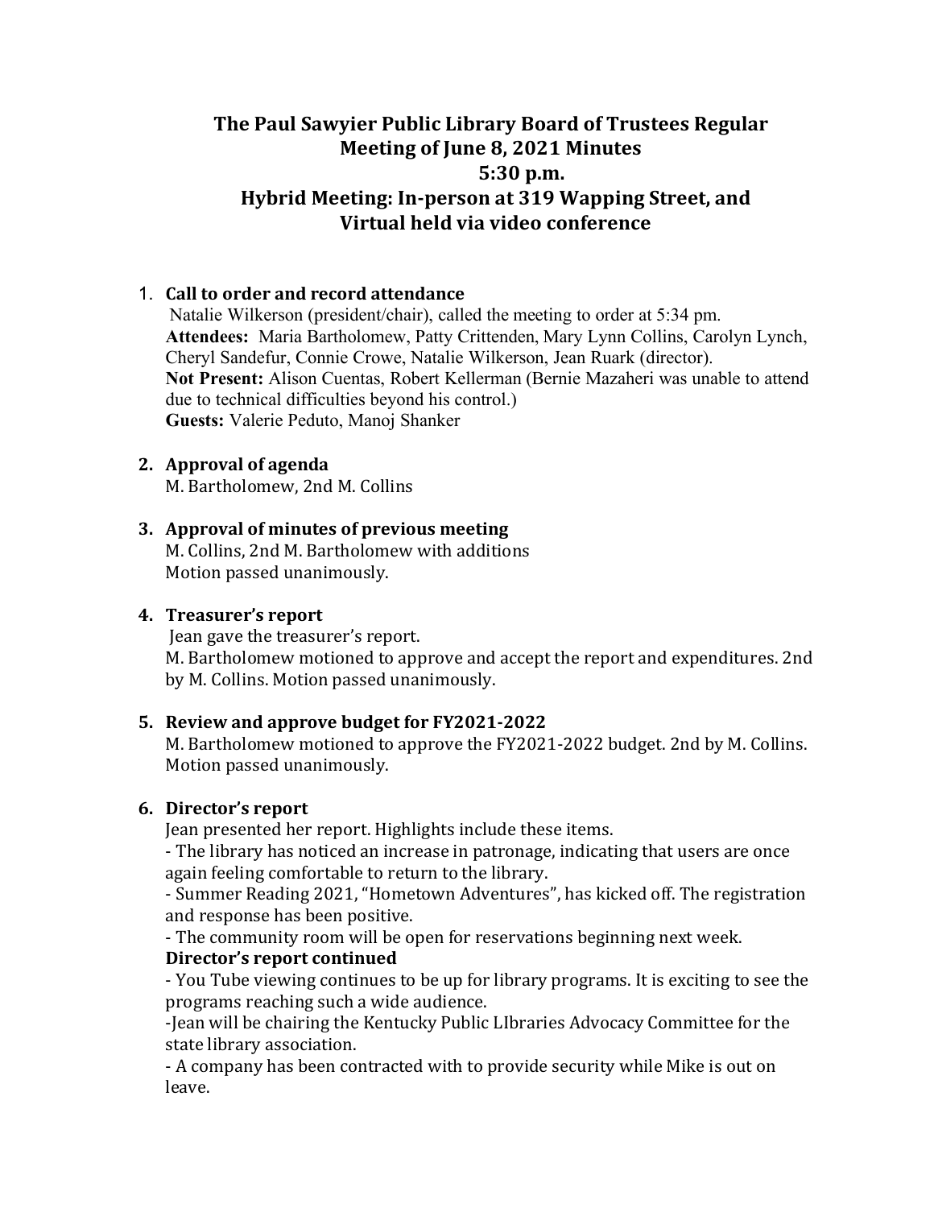# The Paul Sawyier Public Library Board of Trustees Regular Meeting of June 8, 2021 Minutes
## 5:30 p.m.
## Hybrid Meeting: In-person at 319 Wapping Street, and Virtual held via video conference

1. **Call to order and record attendance**
   Natalie Wilkerson (president/chair), called the meeting to order at 5:34 pm.
   **Attendees:** Maria Bartholomew, Patty Crittenden, Mary Lynn Collins, Carolyn Lynch, Cheryl Sandefur, Connie Crowe, Natalie Wilkerson, Jean Ruark (director).
   **Not Present:** Alison Cuentas, Robert Kellerman (Bernie Mazaheri was unable to attend due to technical difficulties beyond his control.)
   **Guests:** Valerie Peduto, Manoj Shanker

2. **Approval of agenda**
   M. Bartholomew, 2nd M. Collins

3. **Approval of minutes of previous meeting**
   M. Collins, 2nd M. Bartholomew with additions
   Motion passed unanimously.

4. **Treasurer's report**
   Jean gave the treasurer's report.
   M. Bartholomew motioned to approve and accept the report and expenditures. 2nd by M. Collins. Motion passed unanimously.

5. **Review and approve budget for FY2021-2022**
   M. Bartholomew motioned to approve the FY2021-2022 budget. 2nd by M. Collins. Motion passed unanimously.

6. **Director's report**
   Jean presented her report. Highlights include these items.
   - The library has noticed an increase in patronage, indicating that users are once again feeling comfortable to return to the library.
   - Summer Reading 2021, "Hometown Adventures", has kicked off. The registration and response has been positive.
   - The community room will be open for reservations beginning next week.

   **Director's report continued**
   - You Tube viewing continues to be up for library programs. It is exciting to see the programs reaching such a wide audience.
   -Jean will be chairing the Kentucky Public LIbraries Advocacy Committee for the state library association.
   - A company has been contracted with to provide security while Mike is out on leave.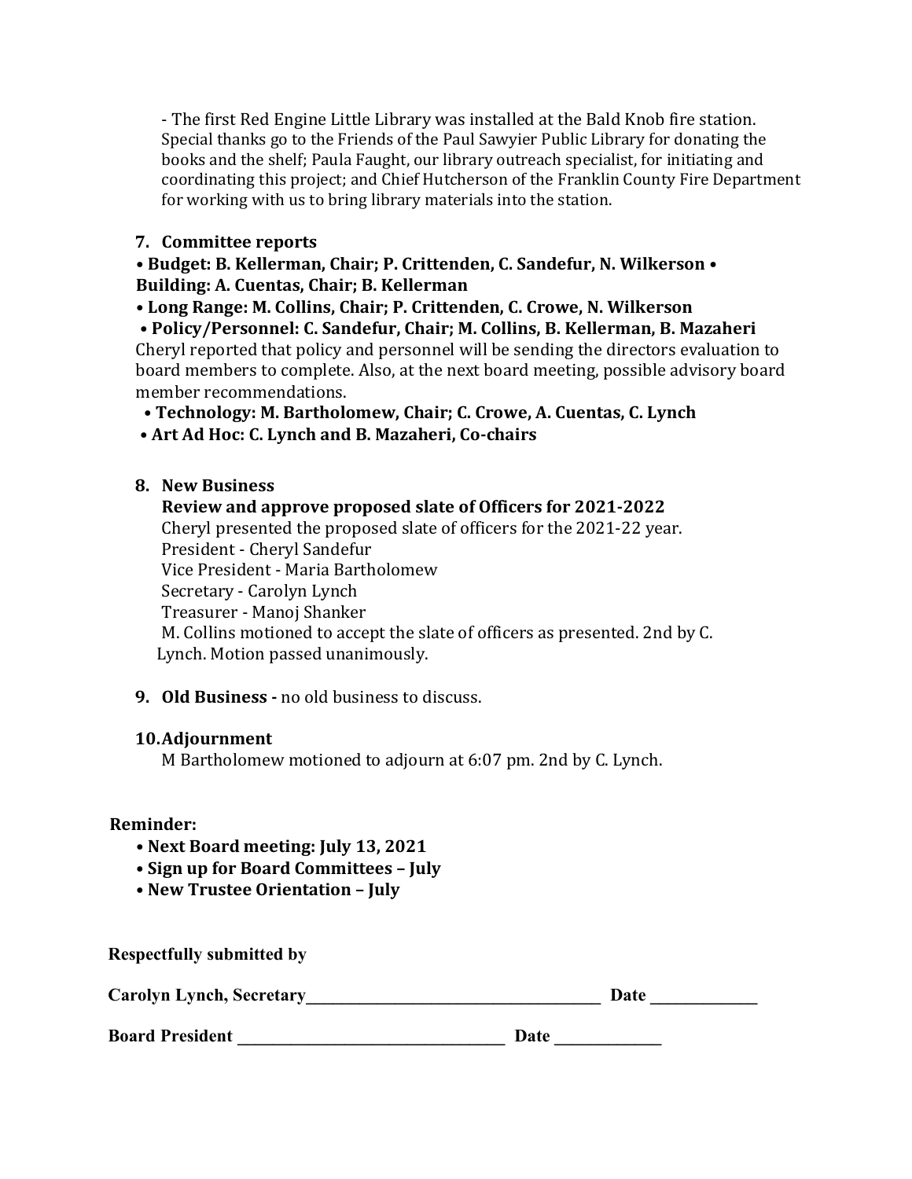- The first Red Engine Little Library was installed at the Bald Knob fire station. Special thanks go to the Friends of the Paul Sawyier Public Library for donating the books and the shelf; Paula Faught, our library outreach specialist, for initiating and coordinating this project; and Chief Hutcherson of the Franklin County Fire Department for working with us to bring library materials into the station.

7. **Committee reports**

**• Budget: B. Kellerman, Chair; P. Crittenden, C. Sandefur, N. Wilkerson • Building: A. Cuentas, Chair; B. Kellerman**

**• Long Range: M. Collins, Chair; P. Crittenden, C. Crowe, N. Wilkerson**

**• Policy/Personnel: C. Sandefur, Chair; M. Collins, B. Kellerman, B. Mazaheri**

Cheryl reported that policy and personnel will be sending the directors evaluation to board members to complete. Also, at the next board meeting, possible advisory board member recommendations.

**• Technology: M. Bartholomew, Chair; C. Crowe, A. Cuentas, C. Lynch**

**• Art Ad Hoc: C. Lynch and B. Mazaheri, Co-chairs**

8. **New Business**

**Review and approve proposed slate of Officers for 2021-2022**

Cheryl presented the proposed slate of officers for the 2021-22 year.

President - Cheryl Sandefur

Vice President - Maria Bartholomew

Secretary - Carolyn Lynch

Treasurer - Manoj Shanker

M. Collins motioned to accept the slate of officers as presented. 2nd by C. Lynch. Motion passed unanimously.

9. **Old Business -** no old business to discuss.

10. **Adjournment**

M Bartholomew motioned to adjourn at 6:07 pm. 2nd by C. Lynch.

**Reminder:**

- **Next Board meeting: July 13, 2021**
- **Sign up for Board Committees – July**
- **New Trustee Orientation – July**

**Respectfully submitted by**

**Carolyn Lynch, Secretary**\_\_\_\_\_\_\_\_\_\_\_\_\_\_\_\_\_\_\_\_\_\_\_\_\_\_\_\_\_\_\_\_\_\_\_\_ **Date** \_\_\_\_\_\_\_\_\_\_\_\_

**Board President** \_\_\_\_\_\_\_\_\_\_\_\_\_\_\_\_\_\_\_\_\_\_\_\_\_\_\_\_\_\_\_\_ **Date** \_\_\_\_\_\_\_\_\_\_\_\_